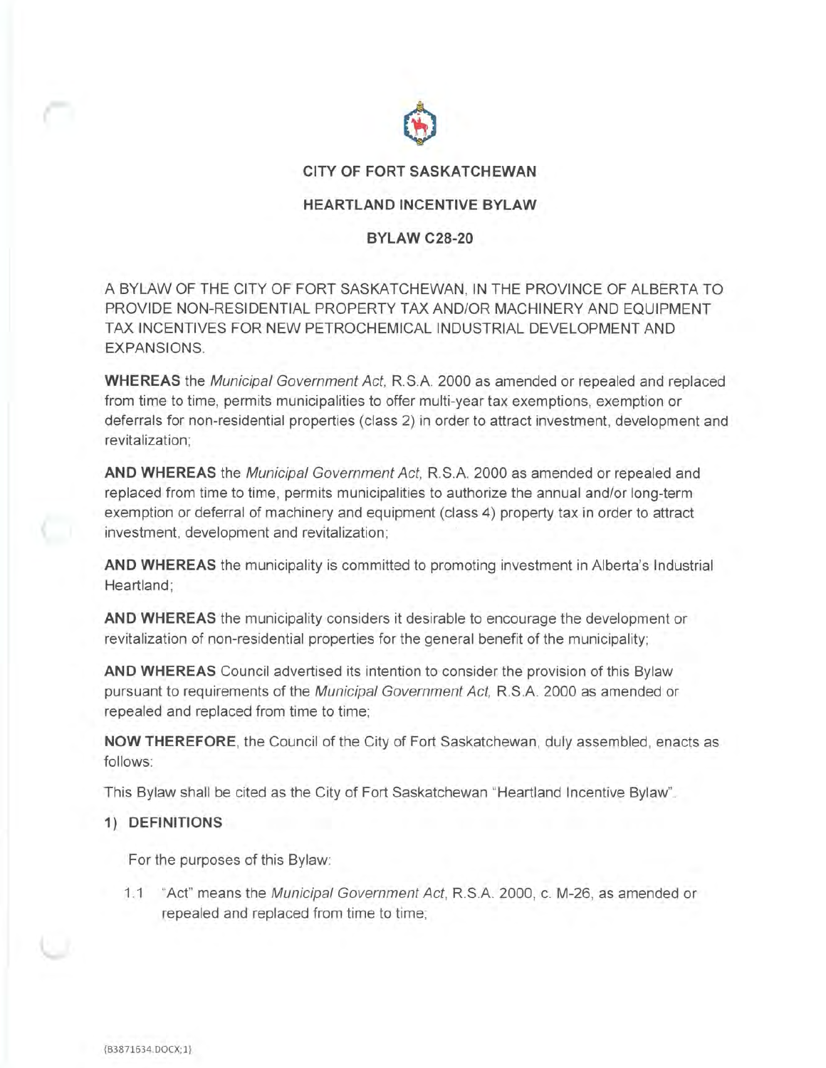# CITY OF FORT SASKATCHEWAN

## HEARTLAND INCENTIVE BYLAW

## BYLAW C28-20

A BYLAW OF THE CITY OF FORT SASKATCHEWAN, IN THE PROVINCE OF ALBERTA TO PROVIDE NON-RESIDENTIAL PROPERTY TAX AND/OR MACHINERY AND EQUIPMENT TAX INCENTIVES FOR NEW PETROCHEMICAL INDUSTRIAL DEVELOPMENT AND EXPANSIONS.

**WHEREAS** the *Municipal Government Act*, R.S.A. 2000 as amended or repealed and replaced from time to time, permits municipalities to offer multi-year tax exemptions, exemption or deferrals for non-residential properties (class 2) in order to attract investment, development and revitalization;

**AND WHEREAS** the *Municipal Government Act*, R.S.A. 2000 as amended or repealed and replaced from time to time, permits municipalities to authorize the annual and/or long-term exemption or deferral of machinery and equipment (class 4) property tax in order to attract investment, development and revitalization;

**AND WHEREAS** the municipality is committed to promoting investment in Alberta's Industrial Heartland;

**AND WHEREAS** the municipality considers it desirable to encourage the development or revitalization of non-residential properties for the general benefit of the municipality;

**AND WHEREAS** Council advertised its intention to consider the provision of this Bylaw pursuant to requirements of the *Municipal Government Act*, R.S.A. 2000 as amended or repealed and replaced from time to time;

**NOW THEREFORE**, the Council of the City of Fort Saskatchewan, duly assembled, enacts as follows:

This Bylaw shall be cited as the City of Fort Saskatchewan "Heartland Incentive Bylaw".

**1) DEFINITIONS**

For the purposes of this Bylaw:

1.1 "Act" means the *Municipal Government Act*, R.S.A. 2000, c. M-26, as amended or repealed and replaced from time to time;

{B3871634.DOCX;1}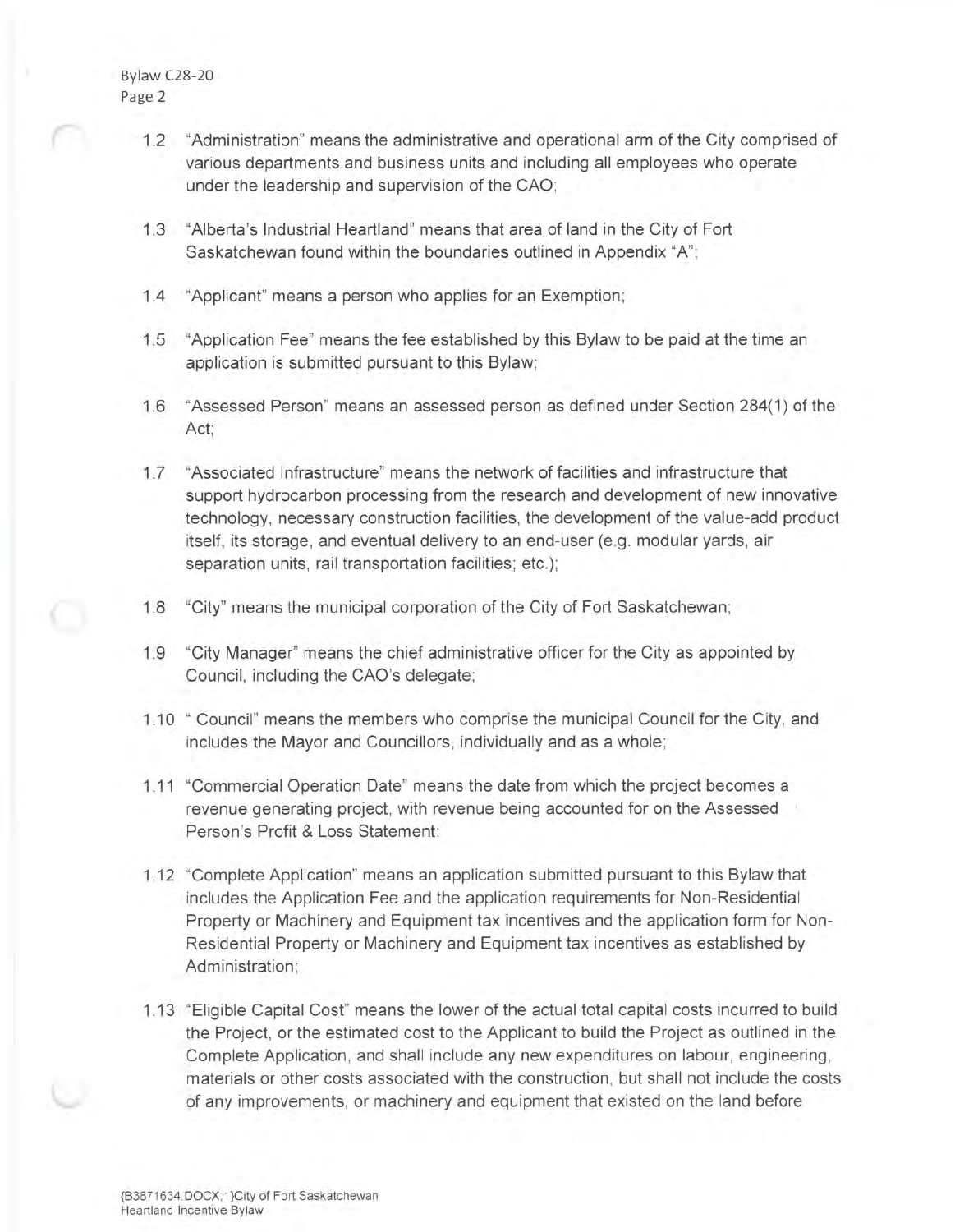1.2 "Administration" means the administrative and operational arm of the City comprised of various departments and business units and including all employees who operate under the leadership and supervision of the CAO;

1.3 "Alberta's Industrial Heartland" means that area of land in the City of Fort Saskatchewan found within the boundaries outlined in Appendix "A";

1.4 "Applicant" means a person who applies for an Exemption;

1.5 "Application Fee" means the fee established by this Bylaw to be paid at the time an application is submitted pursuant to this Bylaw;

1.6 "Assessed Person" means an assessed person as defined under Section 284(1) of the Act;

1.7 "Associated Infrastructure" means the network of facilities and infrastructure that support hydrocarbon processing from the research and development of new innovative technology, necessary construction facilities, the development of the value-add product itself, its storage, and eventual delivery to an end-user (e.g. modular yards, air separation units, rail transportation facilities; etc.);

1.8 "City" means the municipal corporation of the City of Fort Saskatchewan;

1.9 "City Manager" means the chief administrative officer for the City as appointed by Council, including the CAO's delegate;

1.10 " Council" means the members who comprise the municipal Council for the City, and includes the Mayor and Councillors, individually and as a whole;

1.11 "Commercial Operation Date" means the date from which the project becomes a revenue generating project, with revenue being accounted for on the Assessed Person's Profit & Loss Statement;

1.12 "Complete Application" means an application submitted pursuant to this Bylaw that includes the Application Fee and the application requirements for Non-Residential Property or Machinery and Equipment tax incentives and the application form for Non-Residential Property or Machinery and Equipment tax incentives as established by Administration;

1.13 "Eligible Capital Cost" means the lower of the actual total capital costs incurred to build the Project, or the estimated cost to the Applicant to build the Project as outlined in the Complete Application, and shall include any new expenditures on labour, engineering, materials or other costs associated with the construction, but shall not include the costs of any improvements, or machinery and equipment that existed on the land before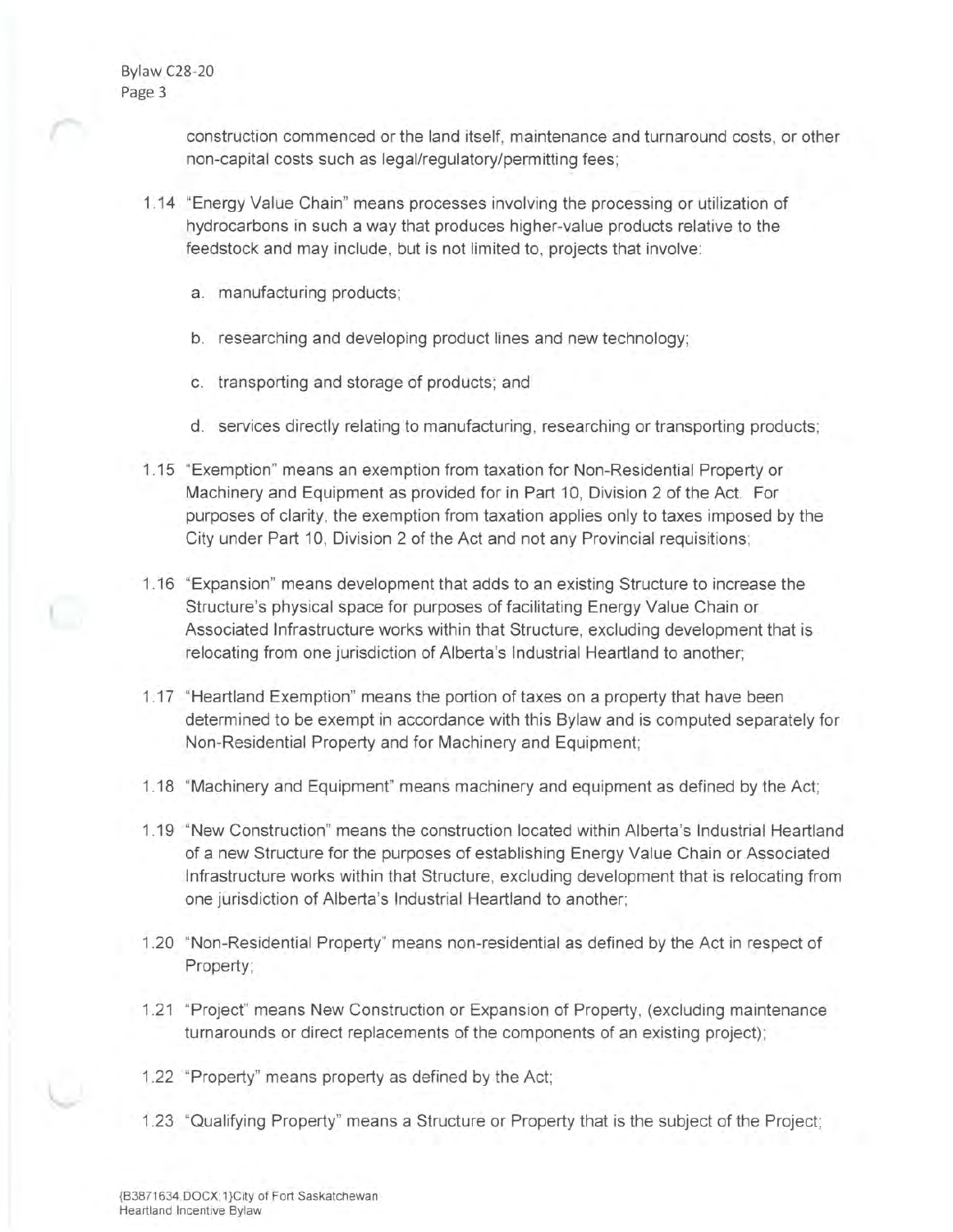construction commenced or the land itself, maintenance and turnaround costs, or other non-capital costs such as legal/regulatory/permitting fees;

1.14 "Energy Value Chain" means processes involving the processing or utilization of hydrocarbons in such a way that produces higher-value products relative to the feedstock and may include, but is not limited to, projects that involve:

a. manufacturing products;

b. researching and developing product lines and new technology;

c. transporting and storage of products; and

d. services directly relating to manufacturing, researching or transporting products;

1.15 "Exemption" means an exemption from taxation for Non-Residential Property or Machinery and Equipment as provided for in Part 10, Division 2 of the Act. For purposes of clarity, the exemption from taxation applies only to taxes imposed by the City under Part 10, Division 2 of the Act and not any Provincial requisitions;

1.16 "Expansion" means development that adds to an existing Structure to increase the Structure's physical space for purposes of facilitating Energy Value Chain or Associated Infrastructure works within that Structure, excluding development that is relocating from one jurisdiction of Alberta's Industrial Heartland to another;

1.17 "Heartland Exemption" means the portion of taxes on a property that have been determined to be exempt in accordance with this Bylaw and is computed separately for Non-Residential Property and for Machinery and Equipment;

1.18 "Machinery and Equipment" means machinery and equipment as defined by the Act;

1.19 "New Construction" means the construction located within Alberta's Industrial Heartland of a new Structure for the purposes of establishing Energy Value Chain or Associated Infrastructure works within that Structure, excluding development that is relocating from one jurisdiction of Alberta's Industrial Heartland to another;

1.20 "Non-Residential Property" means non-residential as defined by the Act in respect of Property;

1.21 "Project" means New Construction or Expansion of Property, (excluding maintenance turnarounds or direct replacements of the components of an existing project);

1.22 "Property" means property as defined by the Act;

1.23 "Qualifying Property" means a Structure or Property that is the subject of the Project;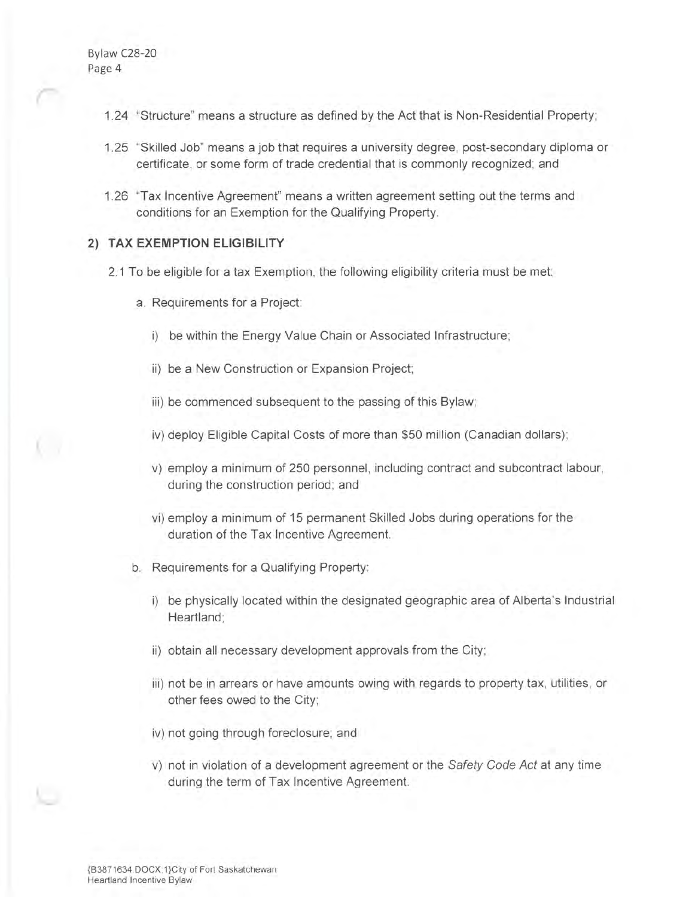1.24 "Structure" means a structure as defined by the Act that is Non-Residential Property;

1.25 "Skilled Job" means a job that requires a university degree, post-secondary diploma or certificate, or some form of trade credential that is commonly recognized; and

1.26 "Tax Incentive Agreement" means a written agreement setting out the terms and conditions for an Exemption for the Qualifying Property.

## 2) TAX EXEMPTION ELIGIBILITY

2.1 To be eligible for a tax Exemption, the following eligibility criteria must be met:

a. Requirements for a Project:

i) be within the Energy Value Chain or Associated Infrastructure;

ii) be a New Construction or Expansion Project;

iii) be commenced subsequent to the passing of this Bylaw;

iv) deploy Eligible Capital Costs of more than $50 million (Canadian dollars);

v) employ a minimum of 250 personnel, including contract and subcontract labour, during the construction period; and

vi) employ a minimum of 15 permanent Skilled Jobs during operations for the duration of the Tax Incentive Agreement.

b. Requirements for a Qualifying Property:

i) be physically located within the designated geographic area of Alberta's Industrial Heartland;

ii) obtain all necessary development approvals from the City;

iii) not be in arrears or have amounts owing with regards to property tax, utilities, or other fees owed to the City;

iv) not going through foreclosure; and

v) not in violation of a development agreement or the *Safety Code Act* at any time during the term of Tax Incentive Agreement.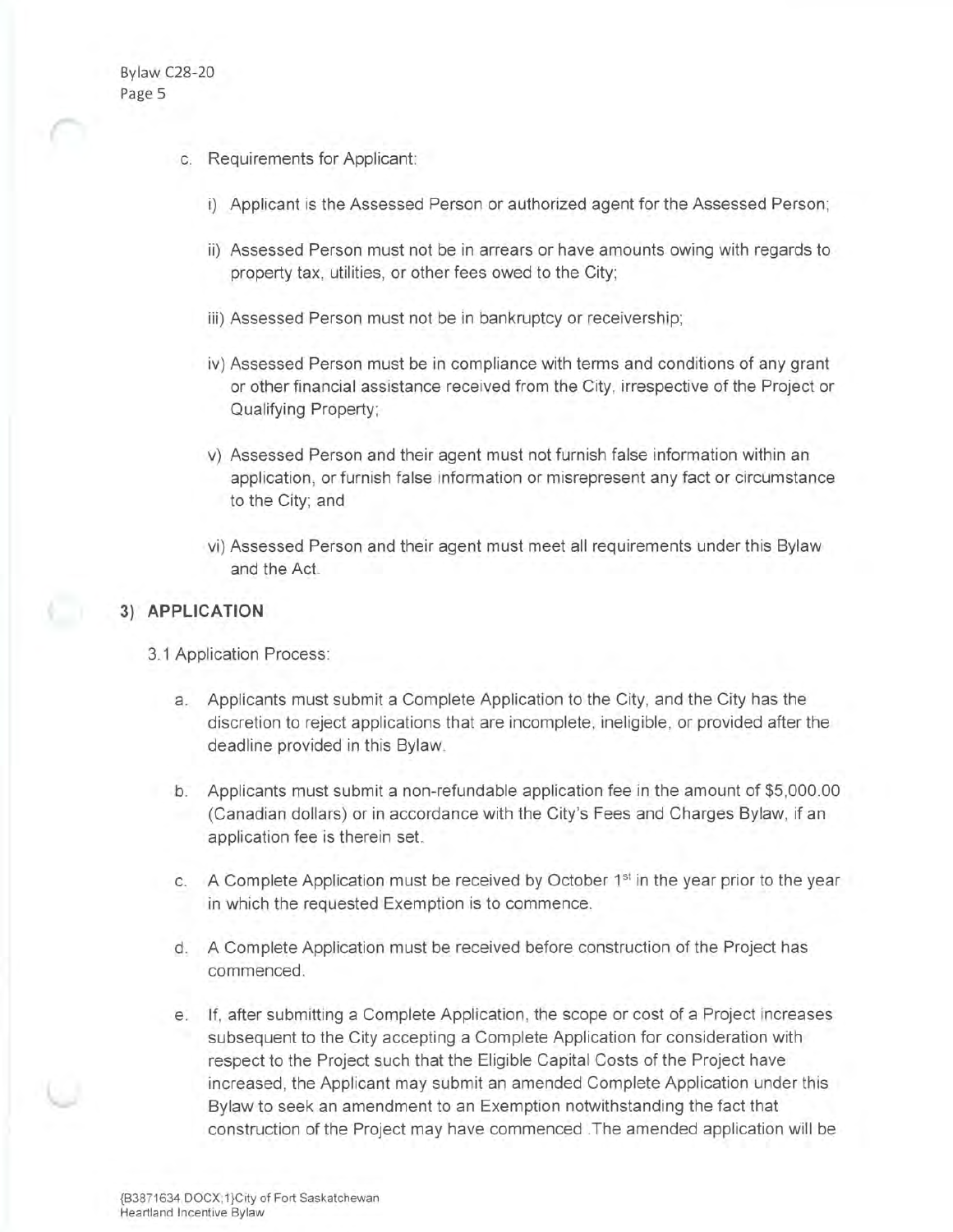c. Requirements for Applicant:

   i) Applicant is the Assessed Person or authorized agent for the Assessed Person;

   ii) Assessed Person must not be in arrears or have amounts owing with regards to property tax, utilities, or other fees owed to the City;

   iii) Assessed Person must not be in bankruptcy or receivership;

   iv) Assessed Person must be in compliance with terms and conditions of any grant or other financial assistance received from the City, irrespective of the Project or Qualifying Property;

   v) Assessed Person and their agent must not furnish false information within an application, or furnish false information or misrepresent any fact or circumstance to the City; and

   vi) Assessed Person and their agent must meet all requirements under this Bylaw and the Act.

## 3) APPLICATION

3.1 Application Process:

a. Applicants must submit a Complete Application to the City, and the City has the discretion to reject applications that are incomplete, ineligible, or provided after the deadline provided in this Bylaw.

b. Applicants must submit a non-refundable application fee in the amount of $5,000.00 (Canadian dollars) or in accordance with the City's Fees and Charges Bylaw, if an application fee is therein set.

c. A Complete Application must be received by October 1st in the year prior to the year in which the requested Exemption is to commence.

d. A Complete Application must be received before construction of the Project has commenced.

e. If, after submitting a Complete Application, the scope or cost of a Project increases subsequent to the City accepting a Complete Application for consideration with respect to the Project such that the Eligible Capital Costs of the Project have increased, the Applicant may submit an amended Complete Application under this Bylaw to seek an amendment to an Exemption notwithstanding the fact that construction of the Project may have commenced. The amended application will be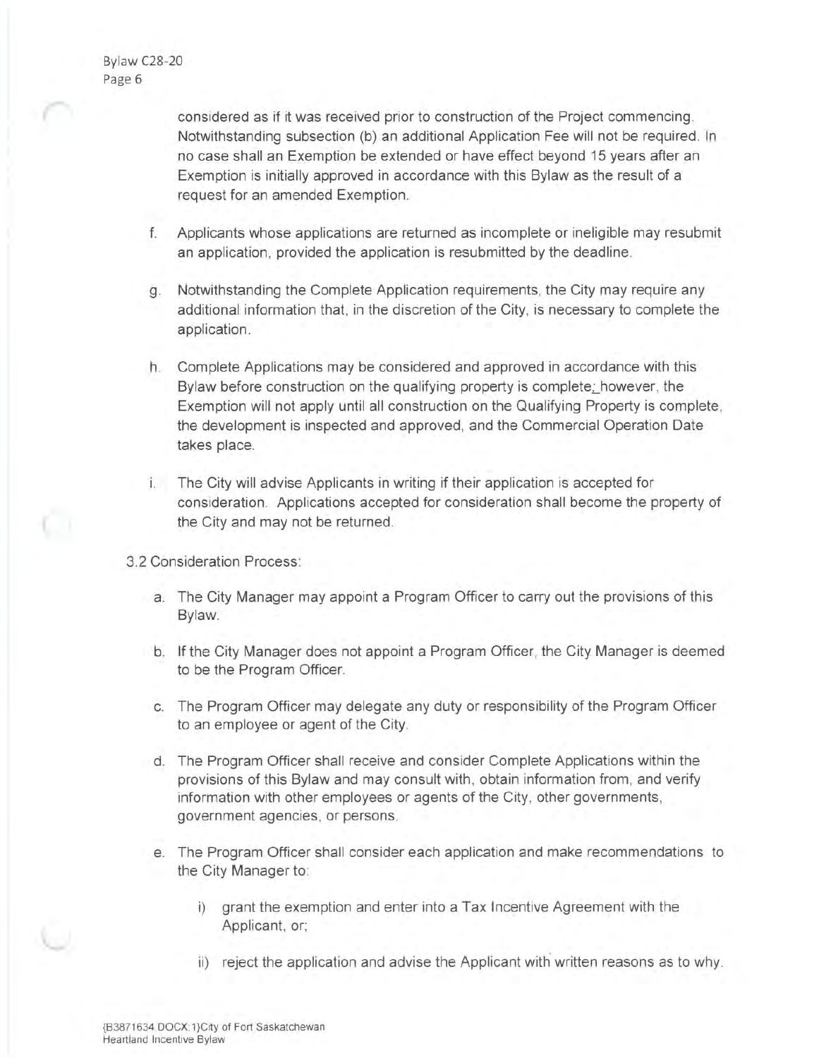considered as if it was received prior to construction of the Project commencing. Notwithstanding subsection (b) an additional Application Fee will not be required. In no case shall an Exemption be extended or have effect beyond 15 years after an Exemption is initially approved in accordance with this Bylaw as the result of a request for an amended Exemption.

f. Applicants whose applications are returned as incomplete or ineligible may resubmit an application, provided the application is resubmitted by the deadline.

g. Notwithstanding the Complete Application requirements, the City may require any additional information that, in the discretion of the City, is necessary to complete the application.

h. Complete Applications may be considered and approved in accordance with this Bylaw before construction on the qualifying property is complete; however, the Exemption will not apply until all construction on the Qualifying Property is complete, the development is inspected and approved, and the Commercial Operation Date takes place.

i. The City will advise Applicants in writing if their application is accepted for consideration. Applications accepted for consideration shall become the property of the City and may not be returned.

3.2 Consideration Process:

a. The City Manager may appoint a Program Officer to carry out the provisions of this Bylaw.

b. If the City Manager does not appoint a Program Officer, the City Manager is deemed to be the Program Officer.

c. The Program Officer may delegate any duty or responsibility of the Program Officer to an employee or agent of the City.

d. The Program Officer shall receive and consider Complete Applications within the provisions of this Bylaw and may consult with, obtain information from, and verify information with other employees or agents of the City, other governments, government agencies, or persons.

e. The Program Officer shall consider each application and make recommendations to the City Manager to:

   i) grant the exemption and enter into a Tax Incentive Agreement with the Applicant, or;

   ii) reject the application and advise the Applicant with written reasons as to why.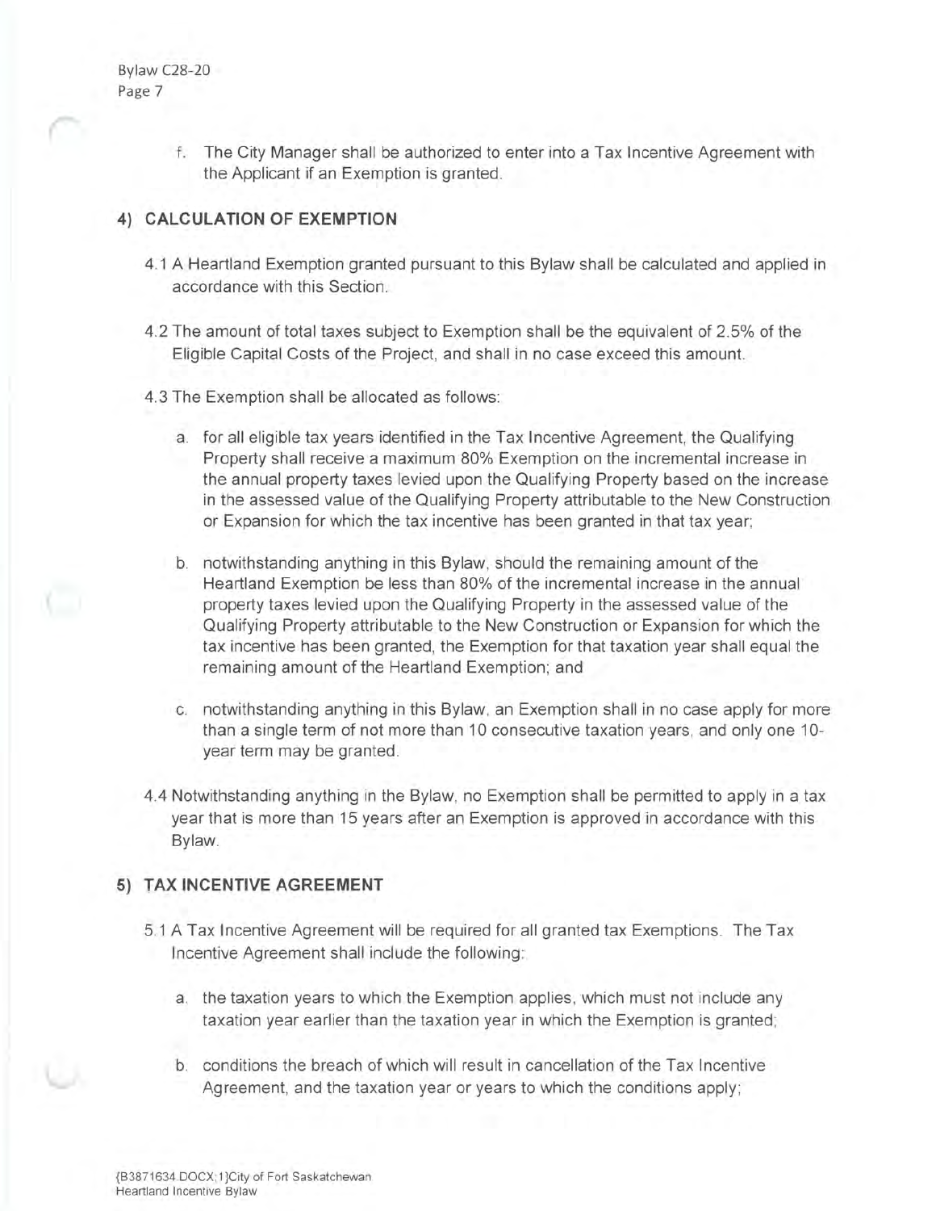f. The City Manager shall be authorized to enter into a Tax Incentive Agreement with the Applicant if an Exemption is granted.

## 4) CALCULATION OF EXEMPTION

4.1 A Heartland Exemption granted pursuant to this Bylaw shall be calculated and applied in accordance with this Section.

4.2 The amount of total taxes subject to Exemption shall be the equivalent of 2.5% of the Eligible Capital Costs of the Project, and shall in no case exceed this amount.

4.3 The Exemption shall be allocated as follows:

a. for all eligible tax years identified in the Tax Incentive Agreement, the Qualifying Property shall receive a maximum 80% Exemption on the incremental increase in the annual property taxes levied upon the Qualifying Property based on the increase in the assessed value of the Qualifying Property attributable to the New Construction or Expansion for which the tax incentive has been granted in that tax year;

b. notwithstanding anything in this Bylaw, should the remaining amount of the Heartland Exemption be less than 80% of the incremental increase in the annual property taxes levied upon the Qualifying Property in the assessed value of the Qualifying Property attributable to the New Construction or Expansion for which the tax incentive has been granted, the Exemption for that taxation year shall equal the remaining amount of the Heartland Exemption; and

c. notwithstanding anything in this Bylaw, an Exemption shall in no case apply for more than a single term of not more than 10 consecutive taxation years, and only one 10-year term may be granted.

4.4 Notwithstanding anything in the Bylaw, no Exemption shall be permitted to apply in a tax year that is more than 15 years after an Exemption is approved in accordance with this Bylaw.

## 5) TAX INCENTIVE AGREEMENT

5.1 A Tax Incentive Agreement will be required for all granted tax Exemptions. The Tax Incentive Agreement shall include the following:

a. the taxation years to which the Exemption applies, which must not include any taxation year earlier than the taxation year in which the Exemption is granted;

b. conditions the breach of which will result in cancellation of the Tax Incentive Agreement, and the taxation year or years to which the conditions apply;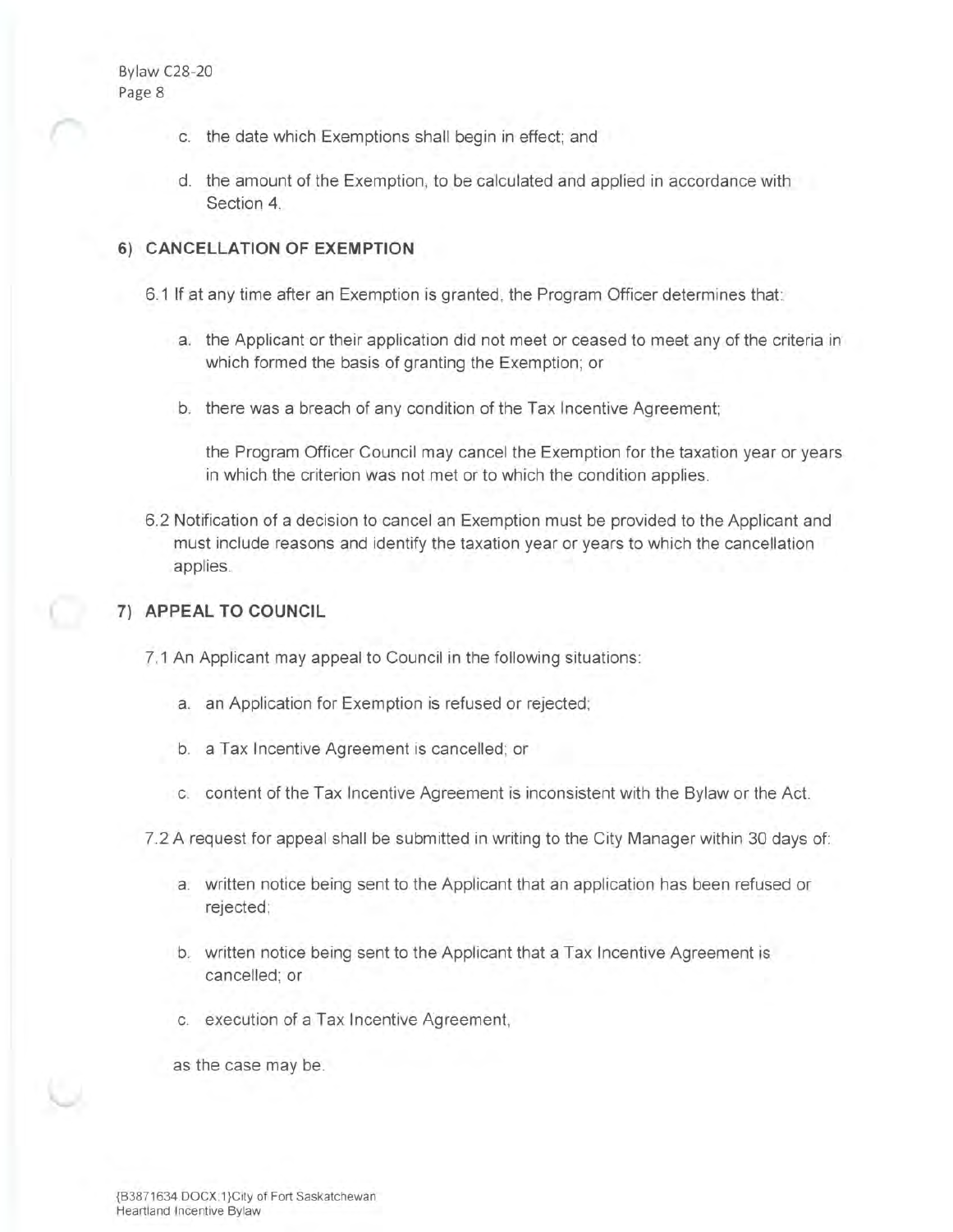c. the date which Exemptions shall begin in effect; and

d. the amount of the Exemption, to be calculated and applied in accordance with Section 4.

## 6) CANCELLATION OF EXEMPTION

6.1 If at any time after an Exemption is granted, the Program Officer determines that:

a. the Applicant or their application did not meet or ceased to meet any of the criteria in which formed the basis of granting the Exemption; or

b. there was a breach of any condition of the Tax Incentive Agreement;

the Program Officer Council may cancel the Exemption for the taxation year or years in which the criterion was not met or to which the condition applies.

6.2 Notification of a decision to cancel an Exemption must be provided to the Applicant and must include reasons and identify the taxation year or years to which the cancellation applies.

## 7) APPEAL TO COUNCIL

7.1 An Applicant may appeal to Council in the following situations:

a. an Application for Exemption is refused or rejected;

b. a Tax Incentive Agreement is cancelled; or

c. content of the Tax Incentive Agreement is inconsistent with the Bylaw or the Act.

7.2 A request for appeal shall be submitted in writing to the City Manager within 30 days of:

a. written notice being sent to the Applicant that an application has been refused or rejected;

b. written notice being sent to the Applicant that a Tax Incentive Agreement is cancelled; or

c. execution of a Tax Incentive Agreement,

as the case may be.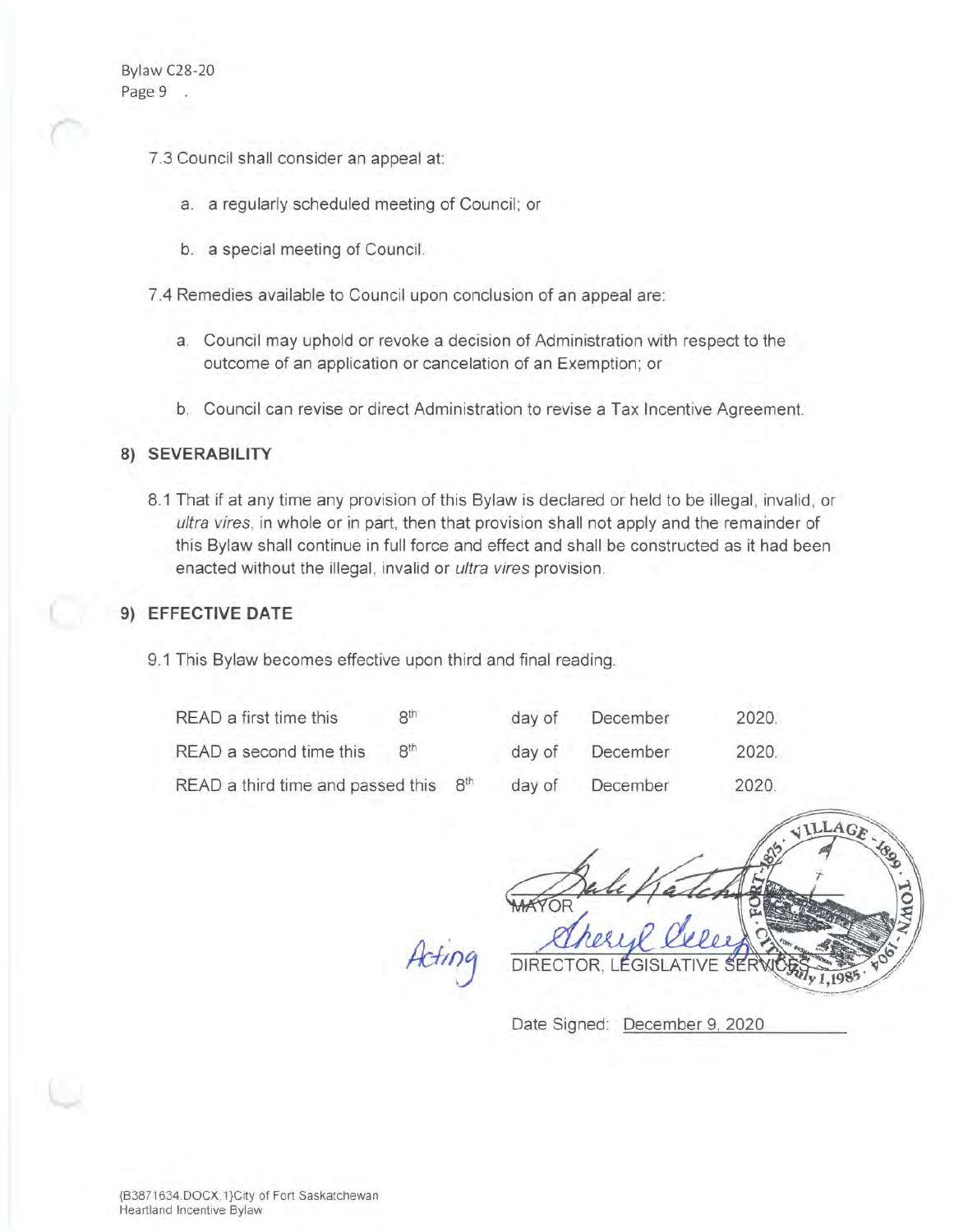7.3 Council shall consider an appeal at:

a. a regularly scheduled meeting of Council; or

b. a special meeting of Council.

7.4 Remedies available to Council upon conclusion of an appeal are:

a. Council may uphold or revoke a decision of Administration with respect to the outcome of an application or cancelation of an Exemption; or

b. Council can revise or direct Administration to revise a Tax Incentive Agreement.

## 8) SEVERABILITY

8.1 That if at any time any provision of this Bylaw is declared or held to be illegal, invalid, or *ultra vires*, in whole or in part, then that provision shall not apply and the remainder of this Bylaw shall continue in full force and effect and shall be constructed as it had been enacted without the illegal, invalid or *ultra vires* provision.

## 9) EFFECTIVE DATE

9.1 This Bylaw becomes effective upon third and final reading.

| | | | | |
|---|---|---|---|---|
| READ a first time this | 8th | day of | December | 2020. |
| READ a second time this | 8th | day of | December | 2020. |
| READ a third time and passed this | 8th | day of | December | 2020. |

MAYOR

Acting DIRECTOR, LEGISLATIVE SERVICES

Date Signed: December 9, 2020

{B3871634.DOCX;1}City of Fort Saskatchewan
Heartland Incentive Bylaw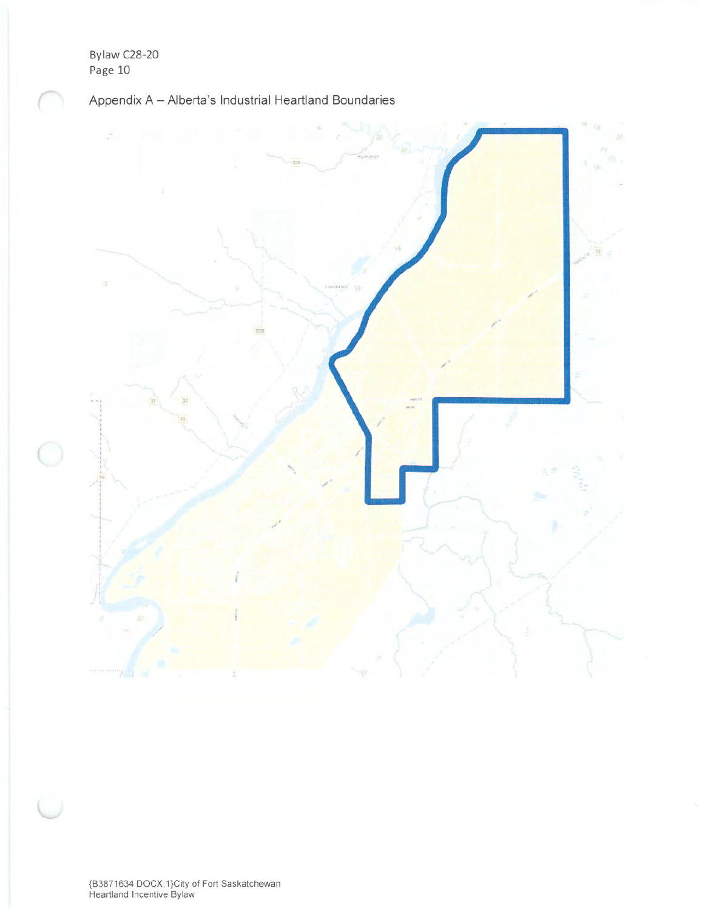Appendix A – Alberta's Industrial Heartland Boundaries